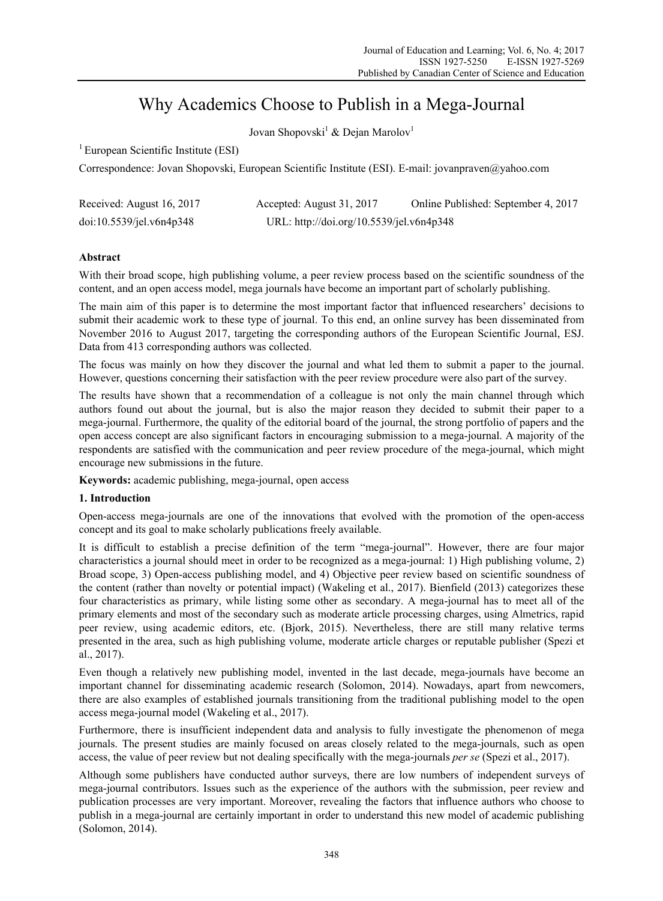# Why Academics Choose to Publish in a Mega-Journal

Jovan Shopovski[1] & Dejan Marolov[1]

[1] European Scientific Institute (ESI)

Correspondence: Jovan Shopovski, European Scientific Institute (ESI). E-mail: jovanpraven@yahoo.com

Received: August 16, 2017 Accepted: August 31, 2017 Online Published: September 4, 2017

doi:10.5539/jel.v6n4p348 URL: http://doi.org/10.5539/jel.v6n4p348

## Abstract

With their broad scope, high publishing volume, a peer review process based on the scientific soundness of the content, and an open access model, mega journals have become an important part of scholarly publishing.

The main aim of this paper is to determine the most important factor that influenced researchers' decisions to submit their academic work to these type of journal. To this end, an online survey has been disseminated from November 2016 to August 2017, targeting the corresponding authors of the European Scientific Journal, ESJ. Data from 413 corresponding authors was collected.

The focus was mainly on how they discover the journal and what led them to submit a paper to the journal. However, questions concerning their satisfaction with the peer review procedure were also part of the survey.

The results have shown that a recommendation of a colleague is not only the main channel through which authors found out about the journal, but is also the major reason they decided to submit their paper to a mega-journal. Furthermore, the quality of the editorial board of the journal, the strong portfolio of papers and the open access concept are also significant factors in encouraging submission to a mega-journal. A majority of the respondents are satisfied with the communication and peer review procedure of the mega-journal, which might encourage new submissions in the future.

**Keywords:** academic publishing, mega-journal, open access

## 1. Introduction

Open-access mega-journals are one of the innovations that evolved with the promotion of the open-access concept and its goal to make scholarly publications freely available.

It is difficult to establish a precise definition of the term "mega-journal". However, there are four major characteristics a journal should meet in order to be recognized as a mega-journal: 1) High publishing volume, 2) Broad scope, 3) Open-access publishing model, and 4) Objective peer review based on scientific soundness of the content (rather than novelty or potential impact) (Wakeling et al., 2017). Bienfield (2013) categorizes these four characteristics as primary, while listing some other as secondary. A mega-journal has to meet all of the primary elements and most of the secondary such as moderate article processing charges, using Almetrics, rapid peer review, using academic editors, etc. (Bjork, 2015). Nevertheless, there are still many relative terms presented in the area, such as high publishing volume, moderate article charges or reputable publisher (Spezi et al., 2017).

Even though a relatively new publishing model, invented in the last decade, mega-journals have become an important channel for disseminating academic research (Solomon, 2014). Nowadays, apart from newcomers, there are also examples of established journals transitioning from the traditional publishing model to the open access mega-journal model (Wakeling et al., 2017).

Furthermore, there is insufficient independent data and analysis to fully investigate the phenomenon of mega journals. The present studies are mainly focused on areas closely related to the mega-journals, such as open access, the value of peer review but not dealing specifically with the mega-journals *per se* (Spezi et al., 2017).

Although some publishers have conducted author surveys, there are low numbers of independent surveys of mega-journal contributors. Issues such as the experience of the authors with the submission, peer review and publication processes are very important. Moreover, revealing the factors that influence authors who choose to publish in a mega-journal are certainly important in order to understand this new model of academic publishing (Solomon, 2014).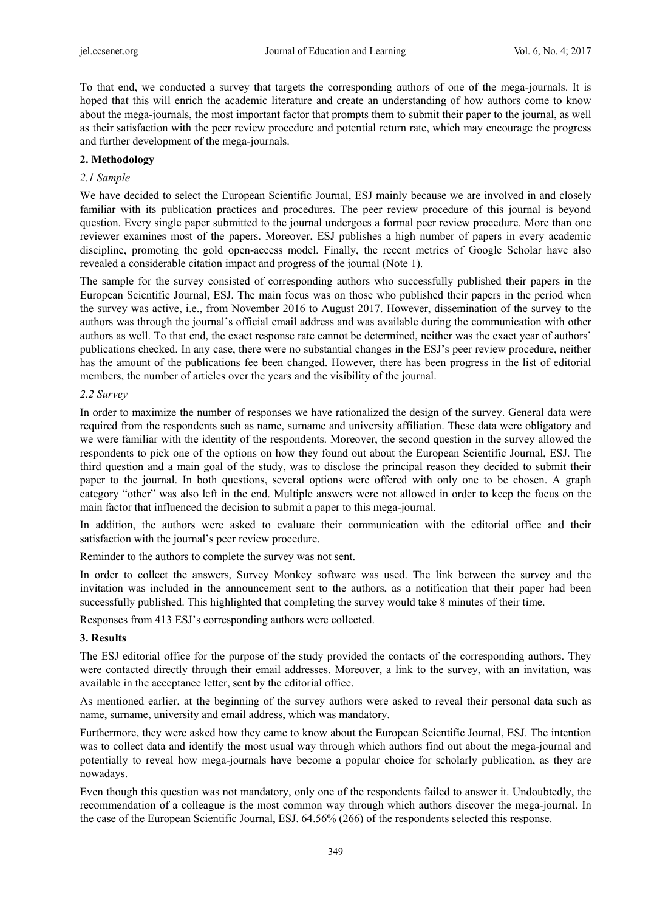To that end, we conducted a survey that targets the corresponding authors of one of the mega-journals. It is hoped that this will enrich the academic literature and create an understanding of how authors come to know about the mega-journals, the most important factor that prompts them to submit their paper to the journal, as well as their satisfaction with the peer review procedure and potential return rate, which may encourage the progress and further development of the mega-journals.

## 2. Methodology

### *2.1 Sample*

We have decided to select the European Scientific Journal, ESJ mainly because we are involved in and closely familiar with its publication practices and procedures. The peer review procedure of this journal is beyond question. Every single paper submitted to the journal undergoes a formal peer review procedure. More than one reviewer examines most of the papers. Moreover, ESJ publishes a high number of papers in every academic discipline, promoting the gold open-access model. Finally, the recent metrics of Google Scholar have also revealed a considerable citation impact and progress of the journal (Note 1).

The sample for the survey consisted of corresponding authors who successfully published their papers in the European Scientific Journal, ESJ. The main focus was on those who published their papers in the period when the survey was active, i.e., from November 2016 to August 2017. However, dissemination of the survey to the authors was through the journal's official email address and was available during the communication with other authors as well. To that end, the exact response rate cannot be determined, neither was the exact year of authors' publications checked. In any case, there were no substantial changes in the ESJ's peer review procedure, neither has the amount of the publications fee been changed. However, there has been progress in the list of editorial members, the number of articles over the years and the visibility of the journal.

### *2.2 Survey*

In order to maximize the number of responses we have rationalized the design of the survey. General data were required from the respondents such as name, surname and university affiliation. These data were obligatory and we were familiar with the identity of the respondents. Moreover, the second question in the survey allowed the respondents to pick one of the options on how they found out about the European Scientific Journal, ESJ. The third question and a main goal of the study, was to disclose the principal reason they decided to submit their paper to the journal. In both questions, several options were offered with only one to be chosen. A graph category "other" was also left in the end. Multiple answers were not allowed in order to keep the focus on the main factor that influenced the decision to submit a paper to this mega-journal.

In addition, the authors were asked to evaluate their communication with the editorial office and their satisfaction with the journal's peer review procedure.

Reminder to the authors to complete the survey was not sent.

In order to collect the answers, Survey Monkey software was used. The link between the survey and the invitation was included in the announcement sent to the authors, as a notification that their paper had been successfully published. This highlighted that completing the survey would take 8 minutes of their time.

Responses from 413 ESJ's corresponding authors were collected.

## 3. Results

The ESJ editorial office for the purpose of the study provided the contacts of the corresponding authors. They were contacted directly through their email addresses. Moreover, a link to the survey, with an invitation, was available in the acceptance letter, sent by the editorial office.

As mentioned earlier, at the beginning of the survey authors were asked to reveal their personal data such as name, surname, university and email address, which was mandatory.

Furthermore, they were asked how they came to know about the European Scientific Journal, ESJ. The intention was to collect data and identify the most usual way through which authors find out about the mega-journal and potentially to reveal how mega-journals have become a popular choice for scholarly publication, as they are nowadays.

Even though this question was not mandatory, only one of the respondents failed to answer it. Undoubtedly, the recommendation of a colleague is the most common way through which authors discover the mega-journal. In the case of the European Scientific Journal, ESJ. 64.56% (266) of the respondents selected this response.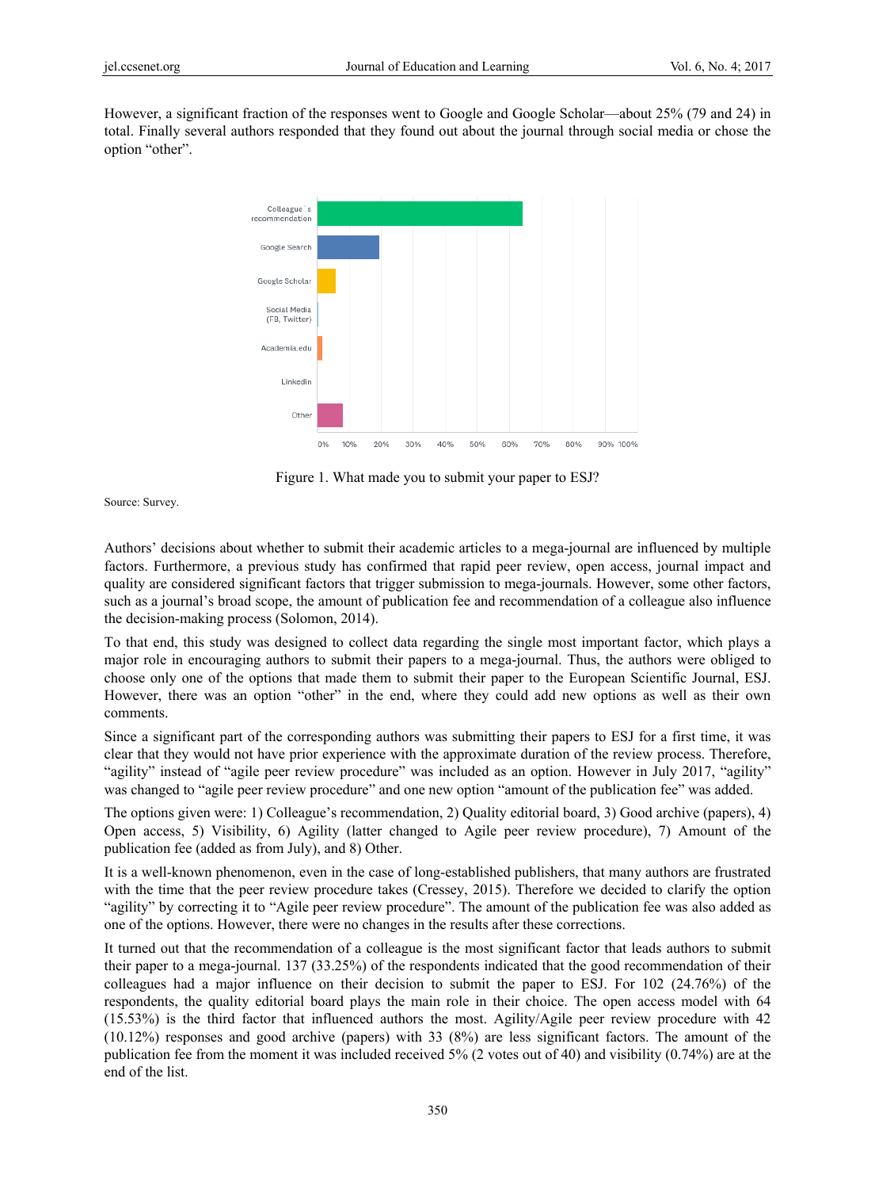However, a significant fraction of the responses went to Google and Google Scholar—about 25% (79 and 24) in total. Finally several authors responded that they found out about the journal through social media or chose the option “other”.

Figure 1. What made you to submit your paper to ESJ?

Source: Survey.

Authors’ decisions about whether to submit their academic articles to a mega-journal are influenced by multiple factors. Furthermore, a previous study has confirmed that rapid peer review, open access, journal impact and quality are considered significant factors that trigger submission to mega-journals. However, some other factors, such as a journal’s broad scope, the amount of publication fee and recommendation of a colleague also influence the decision-making process (Solomon, 2014).

To that end, this study was designed to collect data regarding the single most important factor, which plays a major role in encouraging authors to submit their papers to a mega-journal. Thus, the authors were obliged to choose only one of the options that made them to submit their paper to the European Scientific Journal, ESJ. However, there was an option “other” in the end, where they could add new options as well as their own comments.

Since a significant part of the corresponding authors was submitting their papers to ESJ for a first time, it was clear that they would not have prior experience with the approximate duration of the review process. Therefore, “agility” instead of “agile peer review procedure” was included as an option. However in July 2017, “agility” was changed to “agile peer review procedure” and one new option “amount of the publication fee” was added.

The options given were: 1) Colleague’s recommendation, 2) Quality editorial board, 3) Good archive (papers), 4) Open access, 5) Visibility, 6) Agility (latter changed to Agile peer review procedure), 7) Amount of the publication fee (added as from July), and 8) Other.

It is a well-known phenomenon, even in the case of long-established publishers, that many authors are frustrated with the time that the peer review procedure takes (Cressey, 2015). Therefore we decided to clarify the option “agility” by correcting it to “Agile peer review procedure”. The amount of the publication fee was also added as one of the options. However, there were no changes in the results after these corrections.

It turned out that the recommendation of a colleague is the most significant factor that leads authors to submit their paper to a mega-journal. 137 (33.25%) of the respondents indicated that the good recommendation of their colleagues had a major influence on their decision to submit the paper to ESJ. For 102 (24.76%) of the respondents, the quality editorial board plays the main role in their choice. The open access model with 64 (15.53%) is the third factor that influenced authors the most. Agility/Agile peer review procedure with 42 (10.12%) responses and good archive (papers) with 33 (8%) are less significant factors. The amount of the publication fee from the moment it was included received 5% (2 votes out of 40) and visibility (0.74%) are at the end of the list.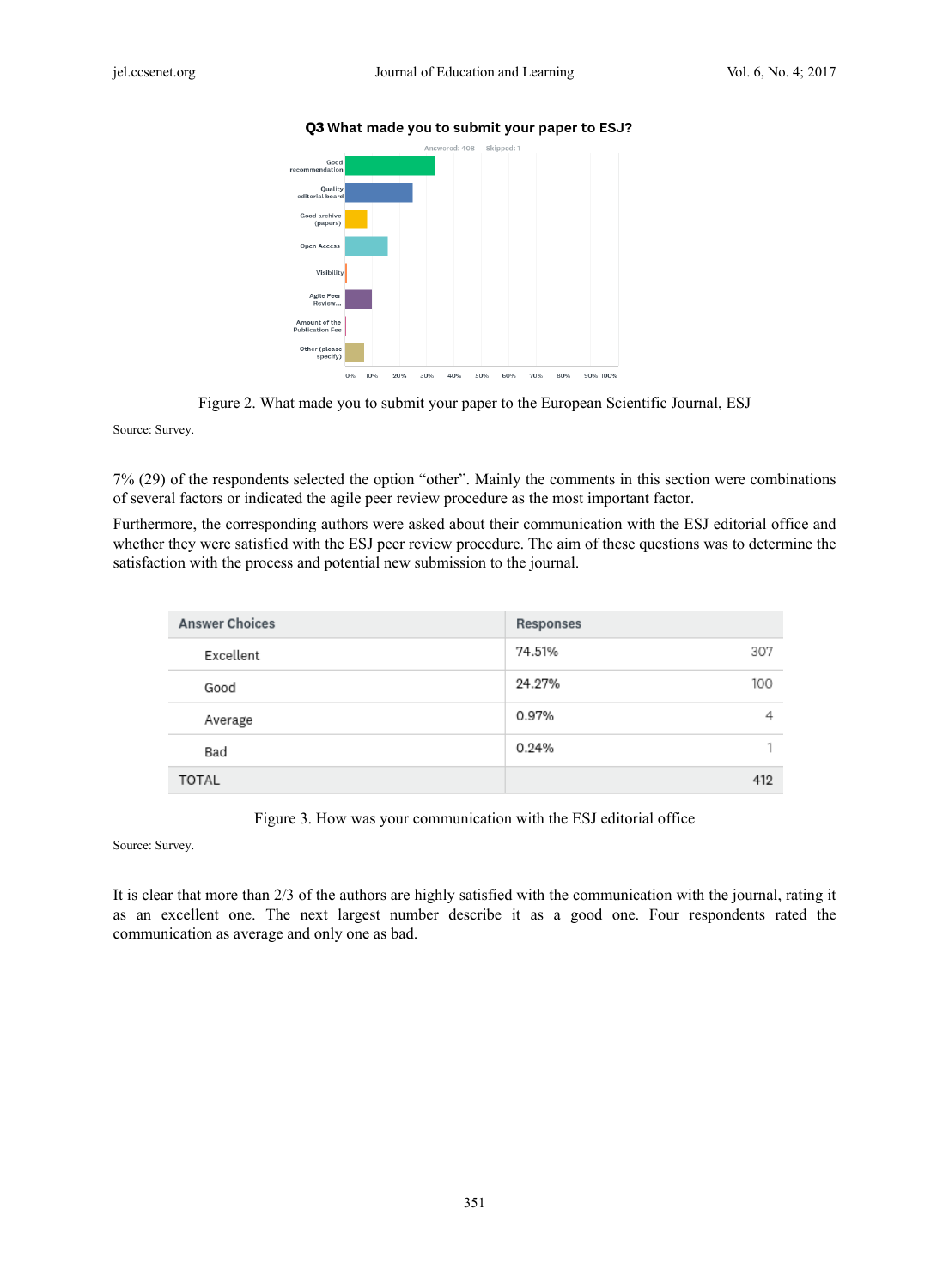**Q3 What made you to submit your paper to ESJ?**

Answered: 408 Skipped: 1

Good recommendation

Quality editorial board

Good archive (papers)

Open Access

Visibility

Agile Peer Review...

Amount of the Publication Fee

Other (please specify)

0% 10% 20% 30% 40% 50% 60% 70% 80% 90% 100%

Figure 2. What made you to submit your paper to the European Scientific Journal, ESJ

Source: Survey.

7% (29) of the respondents selected the option "other". Mainly the comments in this section were combinations of several factors or indicated the agile peer review procedure as the most important factor.

Furthermore, the corresponding authors were asked about their communication with the ESJ editorial office and whether they were satisfied with the ESJ peer review procedure. The aim of these questions was to determine the satisfaction with the process and potential new submission to the journal.

| Answer Choices | Responses | |
|---|---|---|
| Excellent | 74.51% | 307 |
| Good | 24.27% | 100 |
| Average | 0.97% | 4 |
| Bad | 0.24% | 1 |
| TOTAL | | 412 |

Figure 3. How was your communication with the ESJ editorial office

Source: Survey.

It is clear that more than 2/3 of the authors are highly satisfied with the communication with the journal, rating it as an excellent one. The next largest number describe it as a good one. Four respondents rated the communication as average and only one as bad.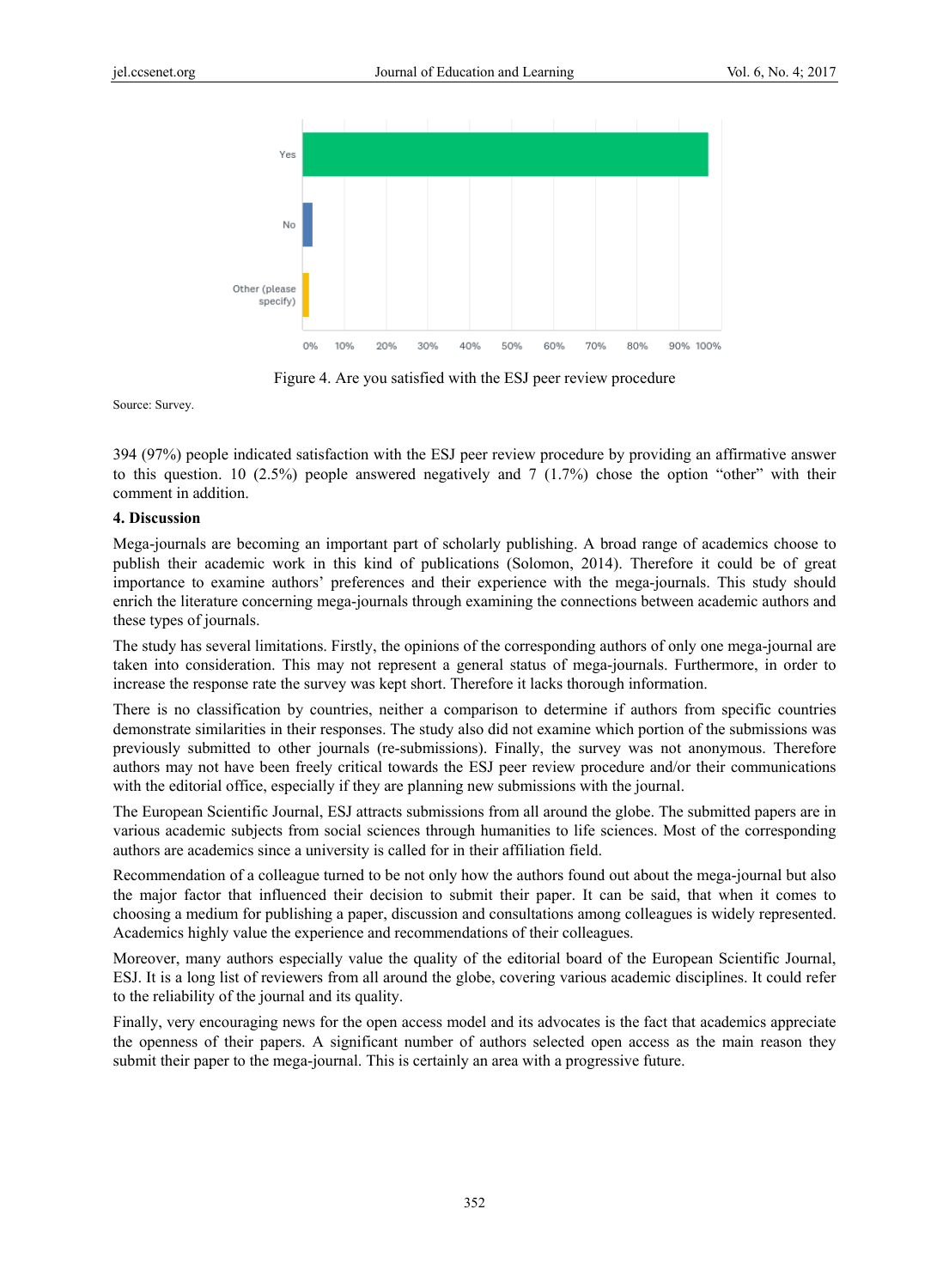Figure 4. Are you satisfied with the ESJ peer review procedure

Source: Survey.

394 (97%) people indicated satisfaction with the ESJ peer review procedure by providing an affirmative answer to this question. 10 (2.5%) people answered negatively and 7 (1.7%) chose the option "other" with their comment in addition.

## 4. Discussion

Mega-journals are becoming an important part of scholarly publishing. A broad range of academics choose to publish their academic work in this kind of publications (Solomon, 2014). Therefore it could be of great importance to examine authors' preferences and their experience with the mega-journals. This study should enrich the literature concerning mega-journals through examining the connections between academic authors and these types of journals.

The study has several limitations. Firstly, the opinions of the corresponding authors of only one mega-journal are taken into consideration. This may not represent a general status of mega-journals. Furthermore, in order to increase the response rate the survey was kept short. Therefore it lacks thorough information.

There is no classification by countries, neither a comparison to determine if authors from specific countries demonstrate similarities in their responses. The study also did not examine which portion of the submissions was previously submitted to other journals (re-submissions). Finally, the survey was not anonymous. Therefore authors may not have been freely critical towards the ESJ peer review procedure and/or their communications with the editorial office, especially if they are planning new submissions with the journal.

The European Scientific Journal, ESJ attracts submissions from all around the globe. The submitted papers are in various academic subjects from social sciences through humanities to life sciences. Most of the corresponding authors are academics since a university is called for in their affiliation field.

Recommendation of a colleague turned to be not only how the authors found out about the mega-journal but also the major factor that influenced their decision to submit their paper. It can be said, that when it comes to choosing a medium for publishing a paper, discussion and consultations among colleagues is widely represented. Academics highly value the experience and recommendations of their colleagues.

Moreover, many authors especially value the quality of the editorial board of the European Scientific Journal, ESJ. It is a long list of reviewers from all around the globe, covering various academic disciplines. It could refer to the reliability of the journal and its quality.

Finally, very encouraging news for the open access model and its advocates is the fact that academics appreciate the openness of their papers. A significant number of authors selected open access as the main reason they submit their paper to the mega-journal. This is certainly an area with a progressive future.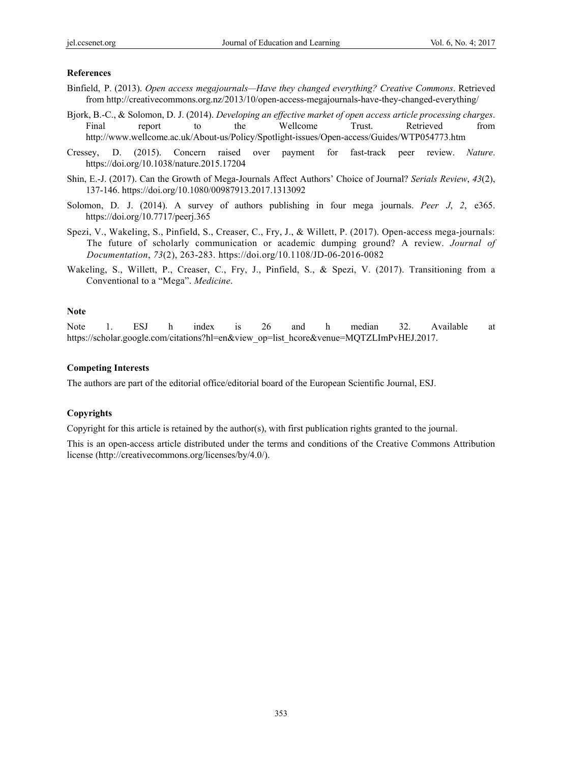## References

Binfield, P. (2013). *Open access megajournals—Have they changed everything? Creative Commons*. Retrieved from http://creativecommons.org.nz/2013/10/open-access-megajournals-have-they-changed-everything/

Bjork, B.-C., & Solomon, D. J. (2014). *Developing an effective market of open access article processing charges*. Final report to the Wellcome Trust. Retrieved from http://www.wellcome.ac.uk/About-us/Policy/Spotlight-issues/Open-access/Guides/WTP054773.htm

Cressey, D. (2015). Concern raised over payment for fast-track peer review. *Nature*. https://doi.org/10.1038/nature.2015.17204

Shin, E.-J. (2017). Can the Growth of Mega-Journals Affect Authors' Choice of Journal? *Serials Review*, *43*(2), 137-146. https://doi.org/10.1080/00987913.2017.1313092

Solomon, D. J. (2014). A survey of authors publishing in four mega journals. *Peer J*, *2*, e365. https://doi.org/10.7717/peerj.365

Spezi, V., Wakeling, S., Pinfield, S., Creaser, C., Fry, J., & Willett, P. (2017). Open-access mega-journals: The future of scholarly communication or academic dumping ground? A review. *Journal of Documentation*, *73*(2), 263-283. https://doi.org/10.1108/JD-06-2016-0082

Wakeling, S., Willett, P., Creaser, C., Fry, J., Pinfield, S., & Spezi, V. (2017). Transitioning from a Conventional to a "Mega". *Medicine*.

## Note

Note 1. ESJ h index is 26 and h median 32. Available at https://scholar.google.com/citations?hl=en&view_op=list_hcore&venue=MQTZLImPvHEJ.2017.

## Competing Interests

The authors are part of the editorial office/editorial board of the European Scientific Journal, ESJ.

## Copyrights

Copyright for this article is retained by the author(s), with first publication rights granted to the journal.

This is an open-access article distributed under the terms and conditions of the Creative Commons Attribution license (http://creativecommons.org/licenses/by/4.0/).